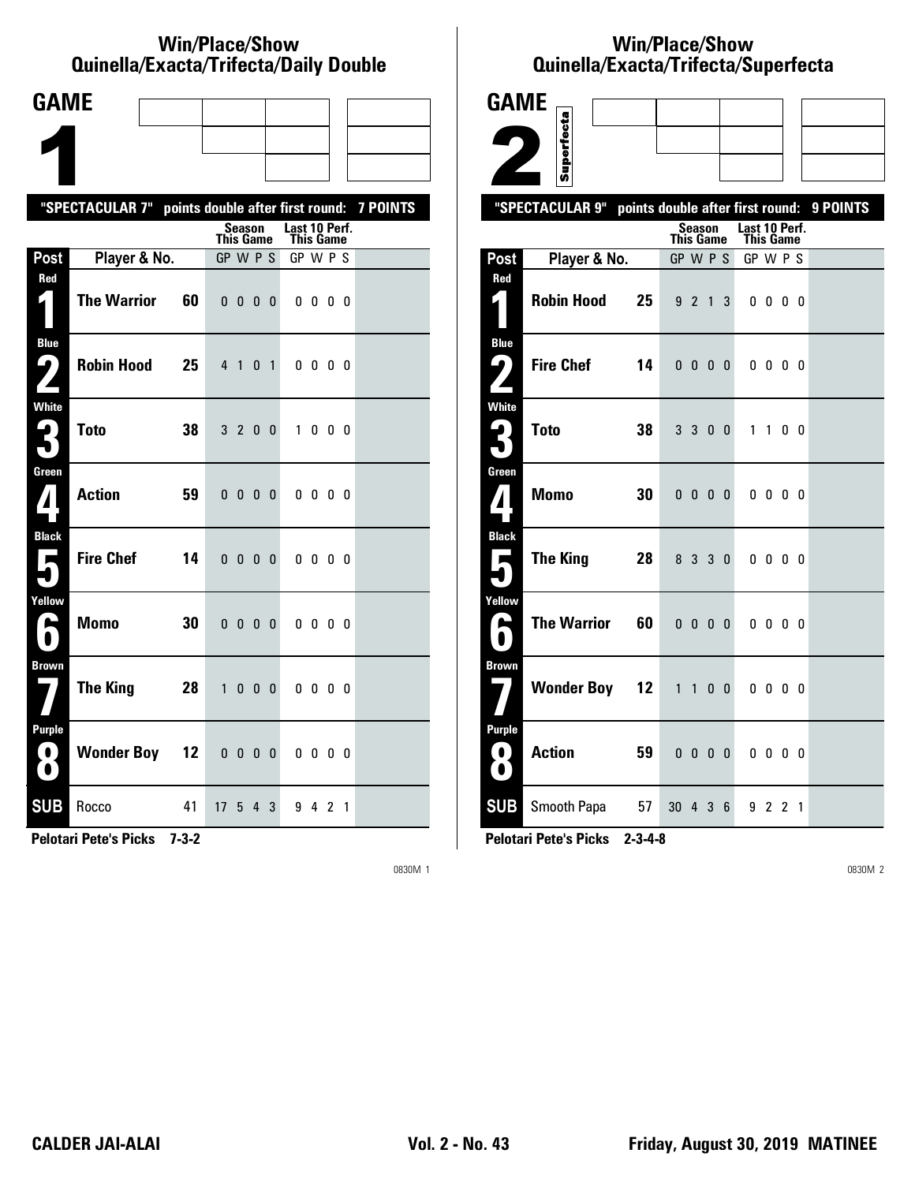# Win/Place/Show
## Quinella/Exacta/Trifecta/Daily Double

# GAME 1

"SPECTACULAR 7" points double after first round: 7 POINTS

| Post | Player & No. | | Season This Game GP W P S | Last 10 Perf. This Game GP W P S |
|---|---|---|---|---|
| Red 1 | The Warrior | 60 | 0 0 0 0 | 0 0 0 0 |
| Blue 2 | Robin Hood | 25 | 4 1 0 1 | 0 0 0 0 |
| White 3 | Toto | 38 | 3 2 0 0 | 1 0 0 0 |
| Green 4 | Action | 59 | 0 0 0 0 | 0 0 0 0 |
| Black 5 | Fire Chef | 14 | 0 0 0 0 | 0 0 0 0 |
| Yellow 6 | Momo | 30 | 0 0 0 0 | 0 0 0 0 |
| Brown 7 | The King | 28 | 1 0 0 0 | 0 0 0 0 |
| Purple 8 | Wonder Boy | 12 | 0 0 0 0 | 0 0 0 0 |
| SUB | Rocco | 41 | 17 5 4 3 | 9 4 2 1 |

**Pelotari Pete's Picks 7-3-2**

0830M 1

# Win/Place/Show
## Quinella/Exacta/Trifecta/Superfecta

# GAME 2

Superfecta

"SPECTACULAR 9" points double after first round: 9 POINTS

| Post | Player & No. | | Season This Game GP W P S | Last 10 Perf. This Game GP W P S |
|---|---|---|---|---|
| Red 1 | Robin Hood | 25 | 9 2 1 3 | 0 0 0 0 |
| Blue 2 | Fire Chef | 14 | 0 0 0 0 | 0 0 0 0 |
| White 3 | Toto | 38 | 3 3 0 0 | 1 1 0 0 |
| Green 4 | Momo | 30 | 0 0 0 0 | 0 0 0 0 |
| Black 5 | The King | 28 | 8 3 3 0 | 0 0 0 0 |
| Yellow 6 | The Warrior | 60 | 0 0 0 0 | 0 0 0 0 |
| Brown 7 | Wonder Boy | 12 | 1 1 0 0 | 0 0 0 0 |
| Purple 8 | Action | 59 | 0 0 0 0 | 0 0 0 0 |
| SUB | Smooth Papa | 57 | 30 4 3 6 | 9 2 2 1 |

**Pelotari Pete's Picks 2-3-4-8**

0830M 2

CALDER JAI-ALAI Vol. 2 - No. 43 Friday, August 30, 2019 MATINEE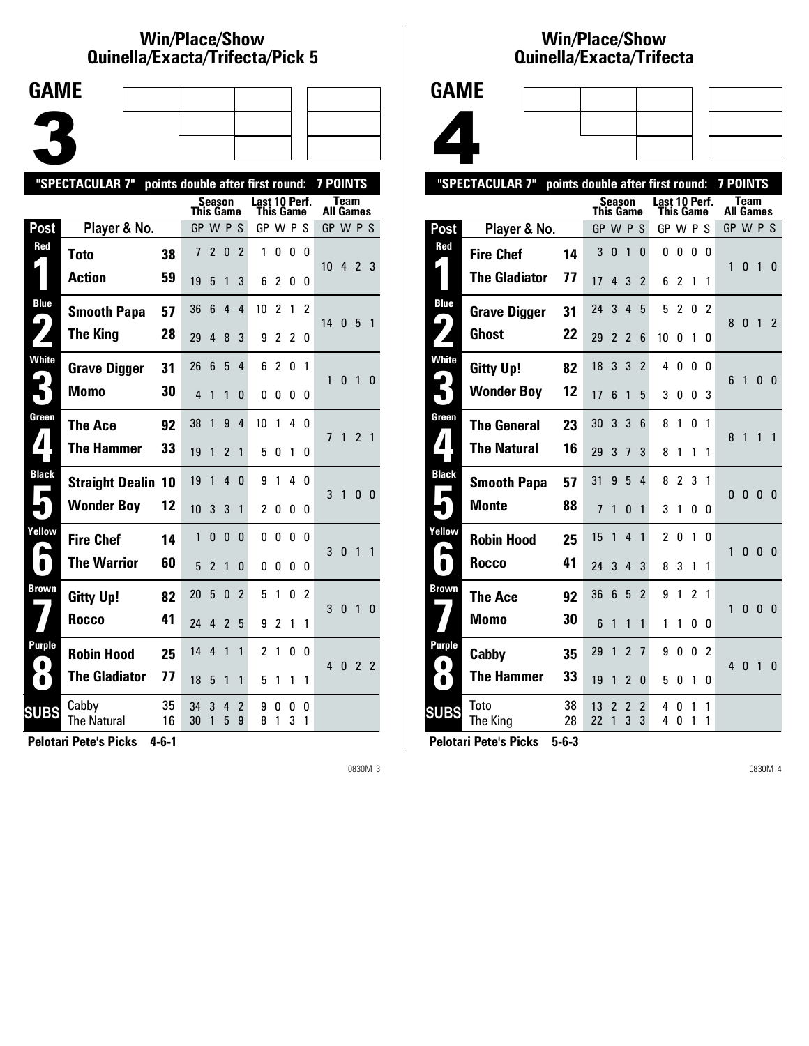# Win/Place/Show Quinella/Exacta/Trifecta/Pick 5

## GAME 3

"SPECTACULAR 7" points double after first round: 7 POINTS

| Post | Player & No. | | Season This Game GP | W | P | S | Last 10 Perf. This Game GP | W | P | S | Team All Games GP | W | P | S |
|---|---|---|---|---|---|---|---|---|---|---|---|---|---|---|
| Red 1 | Toto | 38 | 7 | 2 | 0 | 2 | 1 | 0 | 0 | 0 | 10 | 4 | 2 | 3 |
| | Action | 59 | 19 | 5 | 1 | 3 | 6 | 2 | 0 | 0 | | | | |
| Blue 2 | Smooth Papa | 57 | 36 | 6 | 4 | 4 | 10 | 2 | 1 | 2 | 14 | 0 | 5 | 1 |
| | The King | 28 | 29 | 4 | 8 | 3 | 9 | 2 | 2 | 0 | | | | |
| White 3 | Grave Digger | 31 | 26 | 6 | 5 | 4 | 6 | 2 | 0 | 1 | 1 | 0 | 1 | 0 |
| | Momo | 30 | 4 | 1 | 1 | 0 | 0 | 0 | 0 | 0 | | | | |
| Green 4 | The Ace | 92 | 38 | 1 | 9 | 4 | 10 | 1 | 4 | 0 | 7 | 1 | 2 | 1 |
| | The Hammer | 33 | 19 | 1 | 2 | 1 | 5 | 0 | 1 | 0 | | | | |
| Black 5 | Straight Dealin | 10 | 19 | 1 | 4 | 0 | 9 | 1 | 4 | 0 | 3 | 1 | 0 | 0 |
| | Wonder Boy | 12 | 10 | 3 | 3 | 1 | 2 | 0 | 0 | 0 | | | | |
| Yellow 6 | Fire Chef | 14 | 1 | 0 | 0 | 0 | 0 | 0 | 0 | 0 | 3 | 0 | 1 | 1 |
| | The Warrior | 60 | 5 | 2 | 1 | 0 | 0 | 0 | 0 | 0 | | | | |
| Brown 7 | Gitty Up! | 82 | 20 | 5 | 0 | 2 | 5 | 1 | 0 | 2 | 3 | 0 | 1 | 0 |
| | Rocco | 41 | 24 | 4 | 2 | 5 | 9 | 2 | 1 | 1 | | | | |
| Purple 8 | Robin Hood | 25 | 14 | 4 | 1 | 1 | 2 | 1 | 0 | 0 | 4 | 0 | 2 | 2 |
| | The Gladiator | 77 | 18 | 5 | 1 | 1 | 5 | 1 | 1 | 1 | | | | |
| SUBS | Cabby | 35 | 34 | 3 | 4 | 2 | 9 | 0 | 0 | 0 | | | | |
| | The Natural | 16 | 30 | 1 | 5 | 9 | 8 | 1 | 3 | 1 | | | | |

**Pelotari Pete's Picks 4-6-1**

0830M 3

# Win/Place/Show Quinella/Exacta/Trifecta

## GAME 4

"SPECTACULAR 7" points double after first round: 7 POINTS

| Post | Player & No. | | Season This Game GP | W | P | S | Last 10 Perf. This Game GP | W | P | S | Team All Games GP | W | P | S |
|---|---|---|---|---|---|---|---|---|---|---|---|---|---|---|
| Red 1 | Fire Chef | 14 | 3 | 0 | 1 | 0 | 0 | 0 | 0 | 0 | 1 | 0 | 1 | 0 |
| | The Gladiator | 77 | 17 | 4 | 3 | 2 | 6 | 2 | 1 | 1 | | | | |
| Blue 2 | Grave Digger | 31 | 24 | 3 | 4 | 5 | 5 | 2 | 0 | 2 | 8 | 0 | 1 | 2 |
| | Ghost | 22 | 29 | 2 | 2 | 6 | 10 | 0 | 1 | 0 | | | | |
| White 3 | Gitty Up! | 82 | 18 | 3 | 3 | 2 | 4 | 0 | 0 | 0 | 6 | 1 | 0 | 0 |
| | Wonder Boy | 12 | 17 | 6 | 1 | 5 | 3 | 0 | 0 | 3 | | | | |
| Green 4 | The General | 23 | 30 | 3 | 3 | 6 | 8 | 1 | 0 | 1 | 8 | 1 | 1 | 1 |
| | The Natural | 16 | 29 | 3 | 7 | 3 | 8 | 1 | 1 | 1 | | | | |
| Black 5 | Smooth Papa | 57 | 31 | 9 | 5 | 4 | 8 | 2 | 3 | 1 | 0 | 0 | 0 | 0 |
| | Monte | 88 | 7 | 1 | 0 | 1 | 3 | 1 | 0 | 0 | | | | |
| Yellow 6 | Robin Hood | 25 | 15 | 1 | 4 | 1 | 2 | 0 | 1 | 0 | 1 | 0 | 0 | 0 |
| | Rocco | 41 | 24 | 3 | 4 | 3 | 8 | 3 | 1 | 1 | | | | |
| Brown 7 | The Ace | 92 | 36 | 6 | 5 | 2 | 9 | 1 | 2 | 1 | 1 | 0 | 0 | 0 |
| | Momo | 30 | 6 | 1 | 1 | 1 | 1 | 1 | 0 | 0 | | | | |
| Purple 8 | Cabby | 35 | 29 | 1 | 2 | 7 | 9 | 0 | 0 | 2 | 4 | 0 | 1 | 0 |
| | The Hammer | 33 | 19 | 1 | 2 | 0 | 5 | 0 | 1 | 0 | | | | |
| SUBS | Toto | 38 | 13 | 2 | 2 | 2 | 4 | 0 | 1 | 1 | | | | |
| | The King | 28 | 22 | 1 | 3 | 3 | 4 | 0 | 1 | 1 | | | | |

**Pelotari Pete's Picks 5-6-3**

0830M 4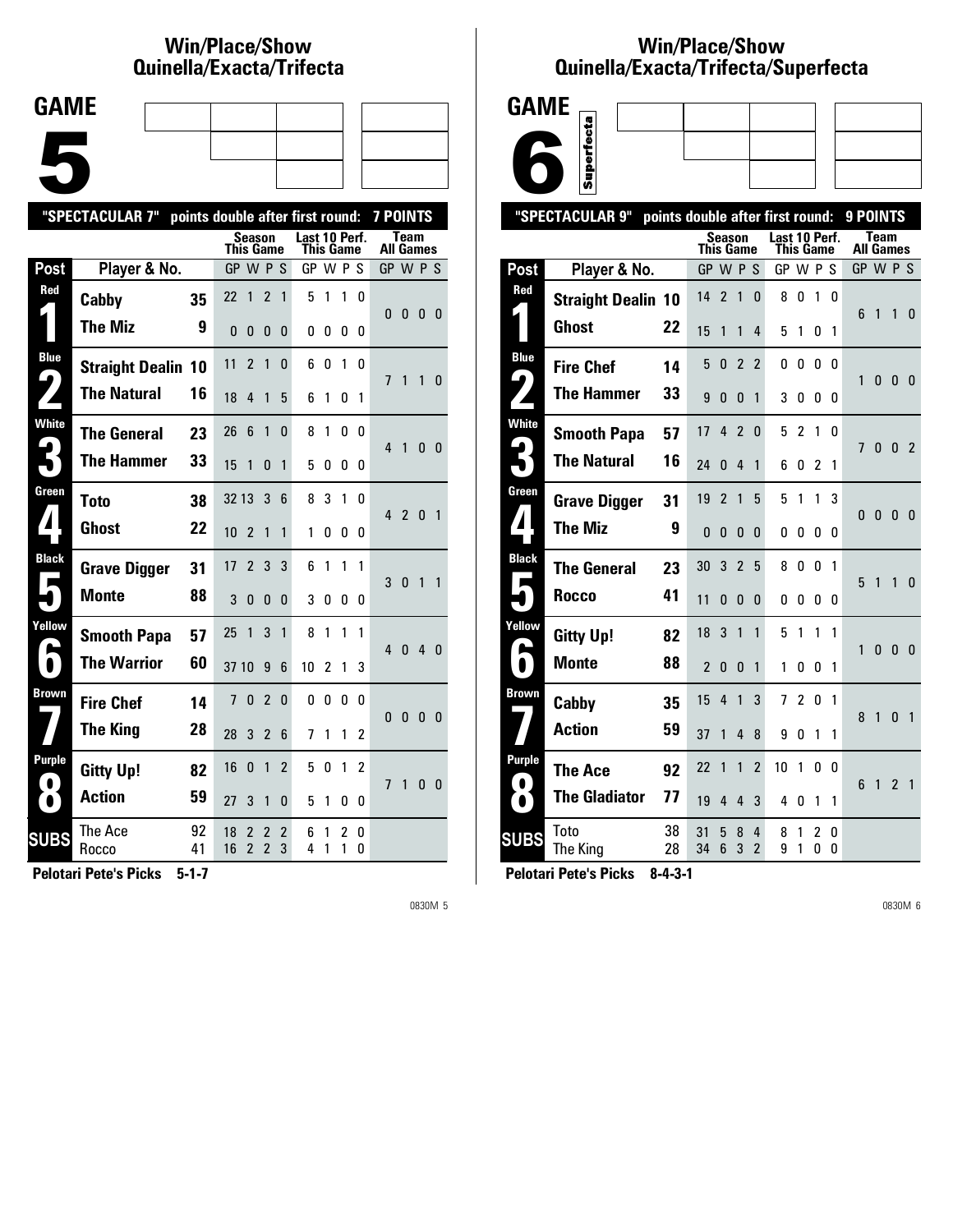## Win/Place/Show Quinella/Exacta/Trifecta

# GAME 5

"SPECTACULAR 7" points double after first round: 7 POINTS

| Post | Player & No. | | Season This Game GP | W | P | S | Last 10 Perf. This Game GP | W | P | S | Team All Games GP | W | P | S |
|---|---|---|---|---|---|---|---|---|---|---|---|---|---|---|
| Red 1 | Cabby | 35 | 22 | 1 | 2 | 1 | 5 | 1 | 1 | 0 | 0 | 0 | 0 | 0 |
| | The Miz | 9 | 0 | 0 | 0 | 0 | 0 | 0 | 0 | 0 | | | | |
| Blue 2 | Straight Dealin | 10 | 11 | 2 | 1 | 0 | 6 | 0 | 1 | 0 | 7 | 1 | 1 | 0 |
| | The Natural | 16 | 18 | 4 | 1 | 5 | 6 | 1 | 0 | 1 | | | | |
| White 3 | The General | 23 | 26 | 6 | 1 | 0 | 8 | 1 | 0 | 0 | 4 | 1 | 0 | 0 |
| | The Hammer | 33 | 15 | 1 | 0 | 1 | 5 | 0 | 0 | 0 | | | | |
| Green 4 | Toto | 38 | 32 | 13 | 3 | 6 | 8 | 3 | 1 | 0 | 4 | 2 | 0 | 1 |
| | Ghost | 22 | 10 | 2 | 1 | 1 | 1 | 0 | 0 | 0 | | | | |
| Black 5 | Grave Digger | 31 | 17 | 2 | 3 | 3 | 6 | 1 | 1 | 1 | 3 | 0 | 1 | 1 |
| | Monte | 88 | 3 | 0 | 0 | 0 | 3 | 0 | 0 | 0 | | | | |
| Yellow 6 | Smooth Papa | 57 | 25 | 1 | 3 | 1 | 8 | 1 | 1 | 1 | 4 | 0 | 4 | 0 |
| | The Warrior | 60 | 37 | 10 | 9 | 6 | 10 | 2 | 1 | 3 | | | | |
| Brown 7 | Fire Chef | 14 | 7 | 0 | 2 | 0 | 0 | 0 | 0 | 0 | 0 | 0 | 0 | 0 |
| | The King | 28 | 28 | 3 | 2 | 6 | 7 | 1 | 1 | 2 | | | | |
| Purple 8 | Gitty Up! | 82 | 16 | 0 | 1 | 2 | 5 | 0 | 1 | 2 | 7 | 1 | 0 | 0 |
| | Action | 59 | 27 | 3 | 1 | 0 | 5 | 1 | 0 | 0 | | | | |
| SUBS | The Ace | 92 | 18 | 2 | 2 | 2 | 6 | 1 | 2 | 0 | | | | |
| | Rocco | 41 | 16 | 2 | 2 | 3 | 4 | 1 | 1 | 0 | | | | |

**Pelotari Pete's Picks 5-1-7**

## Win/Place/Show Quinella/Exacta/Trifecta/Superfecta

# GAME 6

Superfecta

"SPECTACULAR 9" points double after first round: 9 POINTS

| Post | Player & No. | | Season This Game GP | W | P | S | Last 10 Perf. This Game GP | W | P | S | Team All Games GP | W | P | S |
|---|---|---|---|---|---|---|---|---|---|---|---|---|---|---|
| Red 1 | Straight Dealin | 10 | 14 | 2 | 1 | 0 | 8 | 0 | 1 | 0 | 6 | 1 | 1 | 0 |
| | Ghost | 22 | 15 | 1 | 1 | 4 | 5 | 1 | 0 | 1 | | | | |
| Blue 2 | Fire Chef | 14 | 5 | 0 | 2 | 2 | 0 | 0 | 0 | 0 | 1 | 0 | 0 | 0 |
| | The Hammer | 33 | 9 | 0 | 0 | 1 | 3 | 0 | 0 | 0 | | | | |
| White 3 | Smooth Papa | 57 | 17 | 4 | 2 | 0 | 5 | 2 | 1 | 0 | 7 | 0 | 0 | 2 |
| | The Natural | 16 | 24 | 0 | 4 | 1 | 6 | 0 | 2 | 1 | | | | |
| Green 4 | Grave Digger | 31 | 19 | 2 | 1 | 5 | 5 | 1 | 1 | 3 | 0 | 0 | 0 | 0 |
| | The Miz | 9 | 0 | 0 | 0 | 0 | 0 | 0 | 0 | 0 | | | | |
| Black 5 | The General | 23 | 30 | 3 | 2 | 5 | 8 | 0 | 0 | 1 | 5 | 1 | 1 | 0 |
| | Rocco | 41 | 11 | 0 | 0 | 0 | 0 | 0 | 0 | 0 | | | | |
| Yellow 6 | Gitty Up! | 82 | 18 | 3 | 1 | 1 | 5 | 1 | 1 | 1 | 1 | 0 | 0 | 0 |
| | Monte | 88 | 2 | 0 | 0 | 1 | 1 | 0 | 0 | 1 | | | | |
| Brown 7 | Cabby | 35 | 15 | 4 | 1 | 3 | 7 | 2 | 0 | 1 | 8 | 1 | 0 | 1 |
| | Action | 59 | 37 | 1 | 4 | 8 | 9 | 0 | 1 | 1 | | | | |
| Purple 8 | The Ace | 92 | 22 | 1 | 1 | 2 | 10 | 1 | 0 | 0 | 6 | 1 | 2 | 1 |
| | The Gladiator | 77 | 19 | 4 | 4 | 3 | 4 | 0 | 1 | 1 | | | | |
| SUBS | Toto | 38 | 31 | 5 | 8 | 4 | 8 | 1 | 2 | 0 | | | | |
| | The King | 28 | 34 | 6 | 3 | 2 | 9 | 1 | 0 | 0 | | | | |

**Pelotari Pete's Picks 8-4-3-1**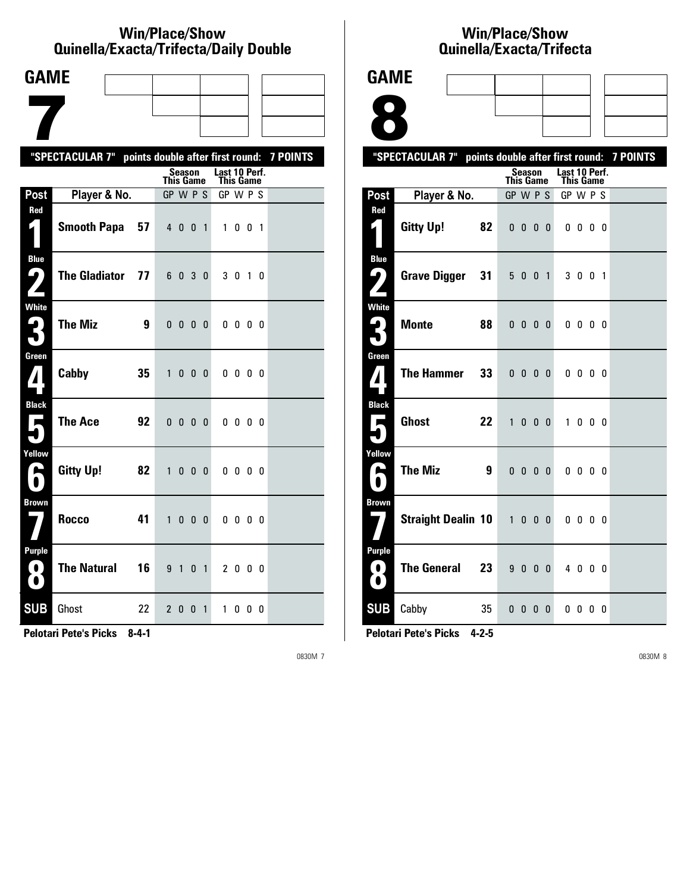## Win/Place/Show
## Quinella/Exacta/Trifecta/Daily Double

# GAME 7

**"SPECTACULAR 7" points double after first round: 7 POINTS**

| Post | Player & No. | | Season This Game GP W P S | Last 10 Perf. This Game GP W P S |
|---|---|---|---|---|
| Red 1 | **Smooth Papa** | **57** | 4 0 0 1 | 1 0 0 1 |
| Blue 2 | **The Gladiator** | **77** | 6 0 3 0 | 3 0 1 0 |
| White 3 | **The Miz** | **9** | 0 0 0 0 | 0 0 0 0 |
| Green 4 | **Cabby** | **35** | 1 0 0 0 | 0 0 0 0 |
| Black 5 | **The Ace** | **92** | 0 0 0 0 | 0 0 0 0 |
| Yellow 6 | **Gitty Up!** | **82** | 1 0 0 0 | 0 0 0 0 |
| Brown 7 | **Rocco** | **41** | 1 0 0 0 | 0 0 0 0 |
| Purple 8 | **The Natural** | **16** | 9 1 0 1 | 2 0 0 0 |
| SUB | Ghost | 22 | 2 0 0 1 | 1 0 0 0 |

**Pelotari Pete's Picks 8-4-1**

0830M 7

## Win/Place/Show
## Quinella/Exacta/Trifecta

# GAME 8

**"SPECTACULAR 7" points double after first round: 7 POINTS**

| Post | Player & No. | | Season This Game GP W P S | Last 10 Perf. This Game GP W P S |
|---|---|---|---|---|
| Red 1 | **Gitty Up!** | **82** | 0 0 0 0 | 0 0 0 0 |
| Blue 2 | **Grave Digger** | **31** | 5 0 0 1 | 3 0 0 1 |
| White 3 | **Monte** | **88** | 0 0 0 0 | 0 0 0 0 |
| Green 4 | **The Hammer** | **33** | 0 0 0 0 | 0 0 0 0 |
| Black 5 | **Ghost** | **22** | 1 0 0 0 | 1 0 0 0 |
| Yellow 6 | **The Miz** | **9** | 0 0 0 0 | 0 0 0 0 |
| Brown 7 | **Straight Dealin** | **10** | 1 0 0 0 | 0 0 0 0 |
| Purple 8 | **The General** | **23** | 9 0 0 0 | 4 0 0 0 |
| SUB | Cabby | 35 | 0 0 0 0 | 0 0 0 0 |

**Pelotari Pete's Picks 4-2-5**

0830M 8